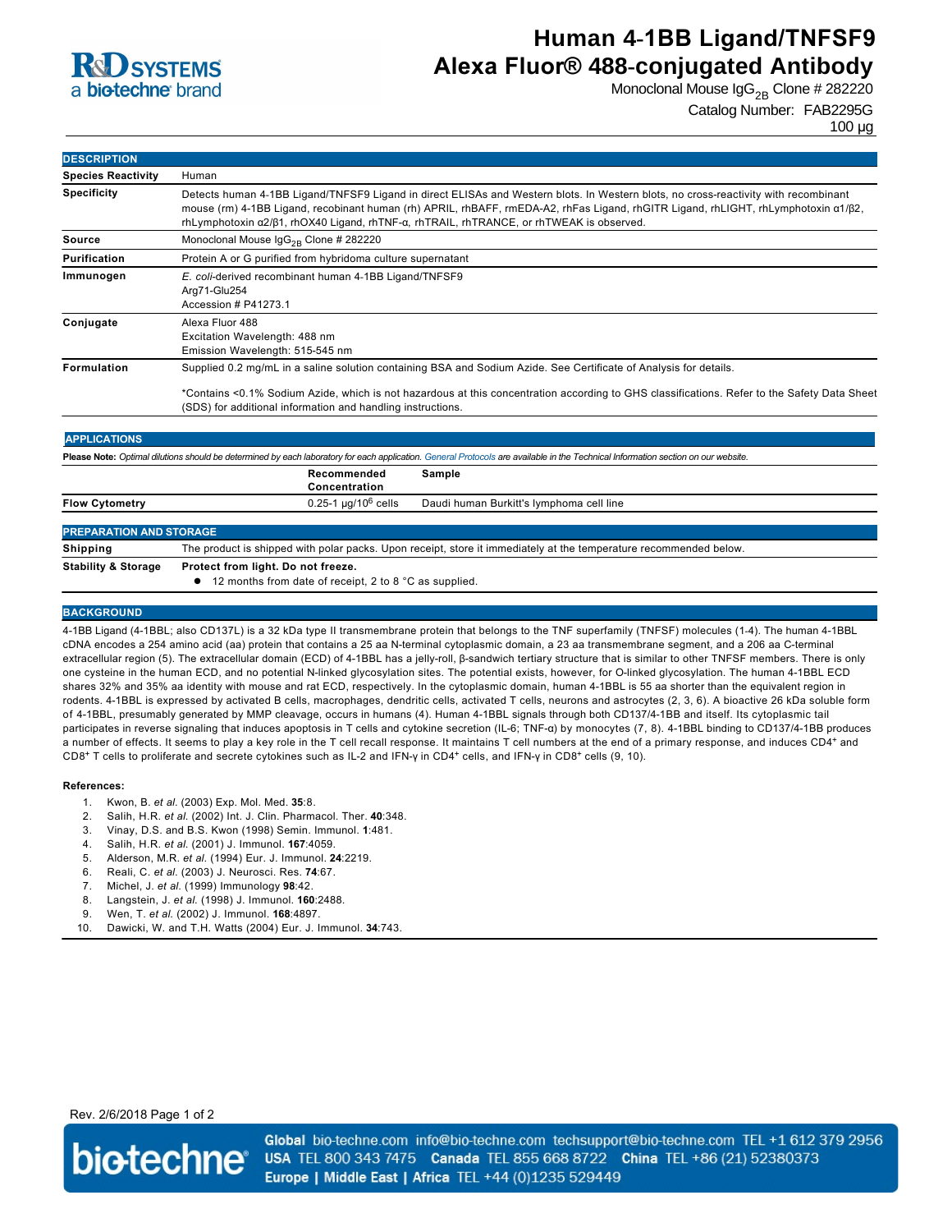# Human 4-1BB Ligand/TNFSF9 Alexa Fluor® 488-conjugated Antibody

Monoclonal Mouse $IgG_{2B}$ Clone # 282220

Catalog Number: FAB2295G

100 µg

## DESCRIPTION

| | |
|---|---|
| **Species Reactivity** | Human |
| **Specificity** | Detects human 4-1BB Ligand/TNFSF9 Ligand in direct ELISAs and Western blots. In Western blots, no cross-reactivity with recombinant mouse (rm) 4-1BB Ligand, recobinant human (rh) APRIL, rhBAFF, rmEDA-A2, rhFas Ligand, rhGITR Ligand, rhLIGHT, rhLymphotoxin α1/β2, rhLymphotoxin α2/β1, rhOX40 Ligand, rhTNF-α, rhTRAIL, rhTRANCE, or rhTWEAK is observed. |
| **Source** | Monoclonal Mouse $IgG_{2B}$ Clone # 282220 |
| **Purification** | Protein A or G purified from hybridoma culture supernatant |
| **Immunogen** | *E. coli*-derived recombinant human 4-1BB Ligand/TNFSF9<br>Arg71-Glu254<br>Accession # P41273.1 |
| **Conjugate** | Alexa Fluor 488<br>Excitation Wavelength: 488 nm<br>Emission Wavelength: 515-545 nm |
| **Formulation** | Supplied 0.2 mg/mL in a saline solution containing BSA and Sodium Azide. See Certificate of Analysis for details.<br><br>*Contains <0.1% Sodium Azide, which is not hazardous at this concentration according to GHS classifications. Refer to the Safety Data Sheet (SDS) for additional information and handling instructions. |

## APPLICATIONS

**Please Note:** *Optimal dilutions should be determined by each laboratory for each application. General Protocols are available in the Technical Information section on our website.*

| | Recommended Concentration | Sample |
|---|---|---|
| **Flow Cytometry** | 0.25-1 µg/$10^6$ cells | Daudi human Burkitt's lymphoma cell line |

## PREPARATION AND STORAGE

| | |
|---|---|
| **Shipping** | The product is shipped with polar packs. Upon receipt, store it immediately at the temperature recommended below. |
| **Stability & Storage** | **Protect from light. Do not freeze.**<br>● 12 months from date of receipt, 2 to 8 °C as supplied. |

## BACKGROUND

4-1BB Ligand (4-1BBL; also CD137L) is a 32 kDa type II transmembrane protein that belongs to the TNF superfamily (TNFSF) molecules (1-4). The human 4-1BBL cDNA encodes a 254 amino acid (aa) protein that contains a 25 aa N-terminal cytoplasmic domain, a 23 aa transmembrane segment, and a 206 aa C-terminal extracellular region (5). The extracellular domain (ECD) of 4-1BBL has a jelly-roll, β-sandwich tertiary structure that is similar to other TNFSF members. There is only one cysteine in the human ECD, and no potential N-linked glycosylation sites. The potential exists, however, for O-linked glycosylation. The human 4-1BBL ECD shares 32% and 35% aa identity with mouse and rat ECD, respectively. In the cytoplasmic domain, human 4-1BBL is 55 aa shorter than the equivalent region in rodents. 4-1BBL is expressed by activated B cells, macrophages, dendritic cells, activated T cells, neurons and astrocytes (2, 3, 6). A bioactive 26 kDa soluble form of 4-1BBL, presumably generated by MMP cleavage, occurs in humans (4). Human 4-1BBL signals through both CD137/4-1BB and itself. Its cytoplasmic tail participates in reverse signaling that induces apoptosis in T cells and cytokine secretion (IL-6; TNF-α) by monocytes (7, 8). 4-1BBL binding to CD137/4-1BB produces a number of effects. It seems to play a key role in the T cell recall response. It maintains T cell numbers at the end of a primary response, and induces $CD4^+$ and $CD8^+$ T cells to proliferate and secrete cytokines such as IL-2 and IFN-γ in $CD4^+$ cells, and IFN-γ in $CD8^+$ cells (9, 10).

**References:**

1. Kwon, B. *et al.* (2003) Exp. Mol. Med. **35**:8.
2. Salih, H.R. *et al.* (2002) Int. J. Clin. Pharmacol. Ther. **40**:348.
3. Vinay, D.S. and B.S. Kwon (1998) Semin. Immunol. **1**:481.
4. Salih, H.R. *et al.* (2001) J. Immunol. **167**:4059.
5. Alderson, M.R. *et al.* (1994) Eur. J. Immunol. **24**:2219.
6. Reali, C. *et al.* (2003) J. Neurosci. Res. **74**:67.
7. Michel, J. *et al.* (1999) Immunology **98**:42.
8. Langstein, J. *et al.* (1998) J. Immunol. **160**:2488.
9. Wen, T. *et al.* (2002) J. Immunol. **168**:4897.
10. Dawicki, W. and T.H. Watts (2004) Eur. J. Immunol. **34**:743.

Rev. 2/6/2018

**Global** bio-techne.com info@bio-techne.com techsupport@bio-techne.com TEL +1 612 379 2956
**USA** TEL 800 343 7475 **Canada** TEL 855 668 8722 **China** TEL +86 (21) 52380373
**Europe | Middle East | Africa** TEL +44 (0)1235 529449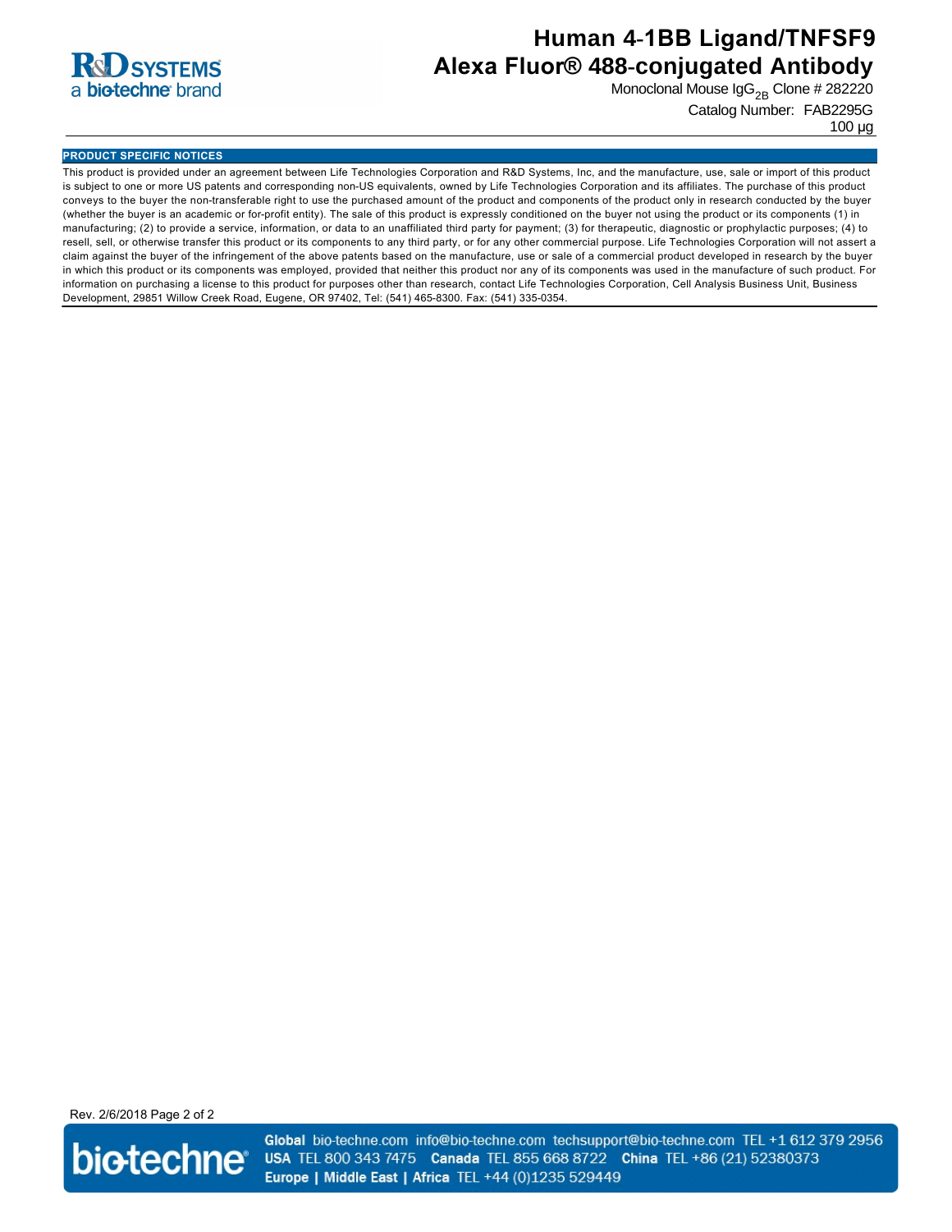PRODUCT SPECIFIC NOTICES

This product is provided under an agreement between Life Technologies Corporation and R&D Systems, Inc, and the manufacture, use, sale or import of this product is subject to one or more US patents and corresponding non-US equivalents, owned by Life Technologies Corporation and its affiliates. The purchase of this product conveys to the buyer the non-transferable right to use the purchased amount of the product and components of the product only in research conducted by the buyer (whether the buyer is an academic or for-profit entity). The sale of this product is expressly conditioned on the buyer not using the product or its components (1) in manufacturing; (2) to provide a service, information, or data to an unaffiliated third party for payment; (3) for therapeutic, diagnostic or prophylactic purposes; (4) to resell, sell, or otherwise transfer this product or its components to any third party, or for any other commercial purpose. Life Technologies Corporation will not assert a claim against the buyer of the infringement of the above patents based on the manufacture, use or sale of a commercial product developed in research by the buyer in which this product or its components was employed, provided that neither this product nor any of its components was used in the manufacture of such product. For information on purchasing a license to this product for purposes other than research, contact Life Technologies Corporation, Cell Analysis Business Unit, Business Development, 29851 Willow Creek Road, Eugene, OR 97402, Tel: (541) 465-8300. Fax: (541) 335-0354.